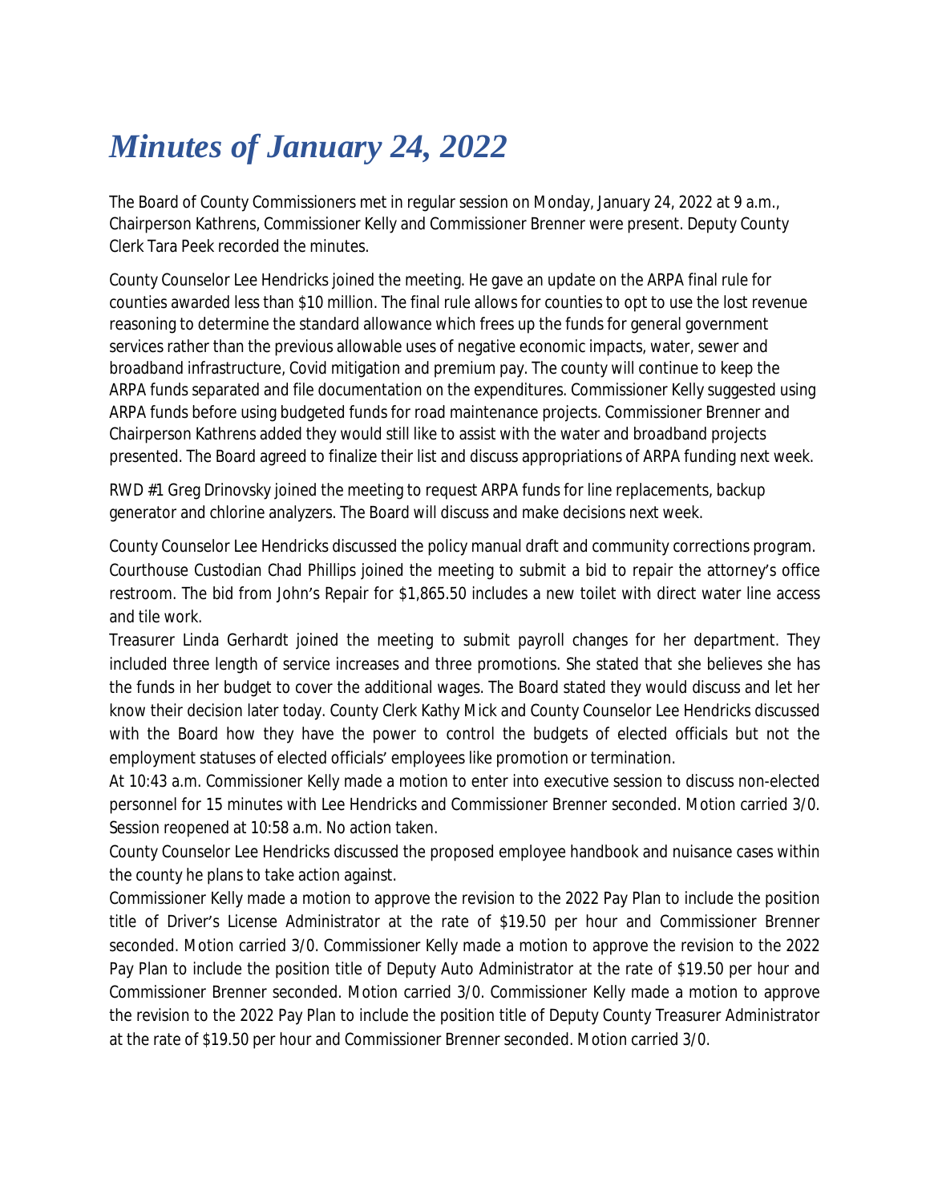# *Minutes of January 24, 2022*

The Board of County Commissioners met in regular session on Monday, January 24, 2022 at 9 a.m., Chairperson Kathrens, Commissioner Kelly and Commissioner Brenner were present. Deputy County Clerk Tara Peek recorded the minutes.

County Counselor Lee Hendricks joined the meeting. He gave an update on the ARPA final rule for counties awarded less than $10 million. The final rule allows for counties to opt to use the lost revenue reasoning to determine the standard allowance which frees up the funds for general government services rather than the previous allowable uses of negative economic impacts, water, sewer and broadband infrastructure, Covid mitigation and premium pay. The county will continue to keep the ARPA funds separated and file documentation on the expenditures. Commissioner Kelly suggested using ARPA funds before using budgeted funds for road maintenance projects. Commissioner Brenner and Chairperson Kathrens added they would still like to assist with the water and broadband projects presented. The Board agreed to finalize their list and discuss appropriations of ARPA funding next week.

RWD #1 Greg Drinovsky joined the meeting to request ARPA funds for line replacements, backup generator and chlorine analyzers. The Board will discuss and make decisions next week.

County Counselor Lee Hendricks discussed the policy manual draft and community corrections program.

Courthouse Custodian Chad Phillips joined the meeting to submit a bid to repair the attorney's office restroom. The bid from John's Repair for $1,865.50 includes a new toilet with direct water line access and tile work.

Treasurer Linda Gerhardt joined the meeting to submit payroll changes for her department. They included three length of service increases and three promotions. She stated that she believes she has the funds in her budget to cover the additional wages. The Board stated they would discuss and let her know their decision later today. County Clerk Kathy Mick and County Counselor Lee Hendricks discussed with the Board how they have the power to control the budgets of elected officials but not the employment statuses of elected officials' employees like promotion or termination.

At 10:43 a.m. Commissioner Kelly made a motion to enter into executive session to discuss non-elected personnel for 15 minutes with Lee Hendricks and Commissioner Brenner seconded. Motion carried 3/0. Session reopened at 10:58 a.m. No action taken.

County Counselor Lee Hendricks discussed the proposed employee handbook and nuisance cases within the county he plans to take action against.

Commissioner Kelly made a motion to approve the revision to the 2022 Pay Plan to include the position title of Driver's License Administrator at the rate of $19.50 per hour and Commissioner Brenner seconded. Motion carried 3/0. Commissioner Kelly made a motion to approve the revision to the 2022 Pay Plan to include the position title of Deputy Auto Administrator at the rate of $19.50 per hour and Commissioner Brenner seconded. Motion carried 3/0. Commissioner Kelly made a motion to approve the revision to the 2022 Pay Plan to include the position title of Deputy County Treasurer Administrator at the rate of $19.50 per hour and Commissioner Brenner seconded. Motion carried 3/0.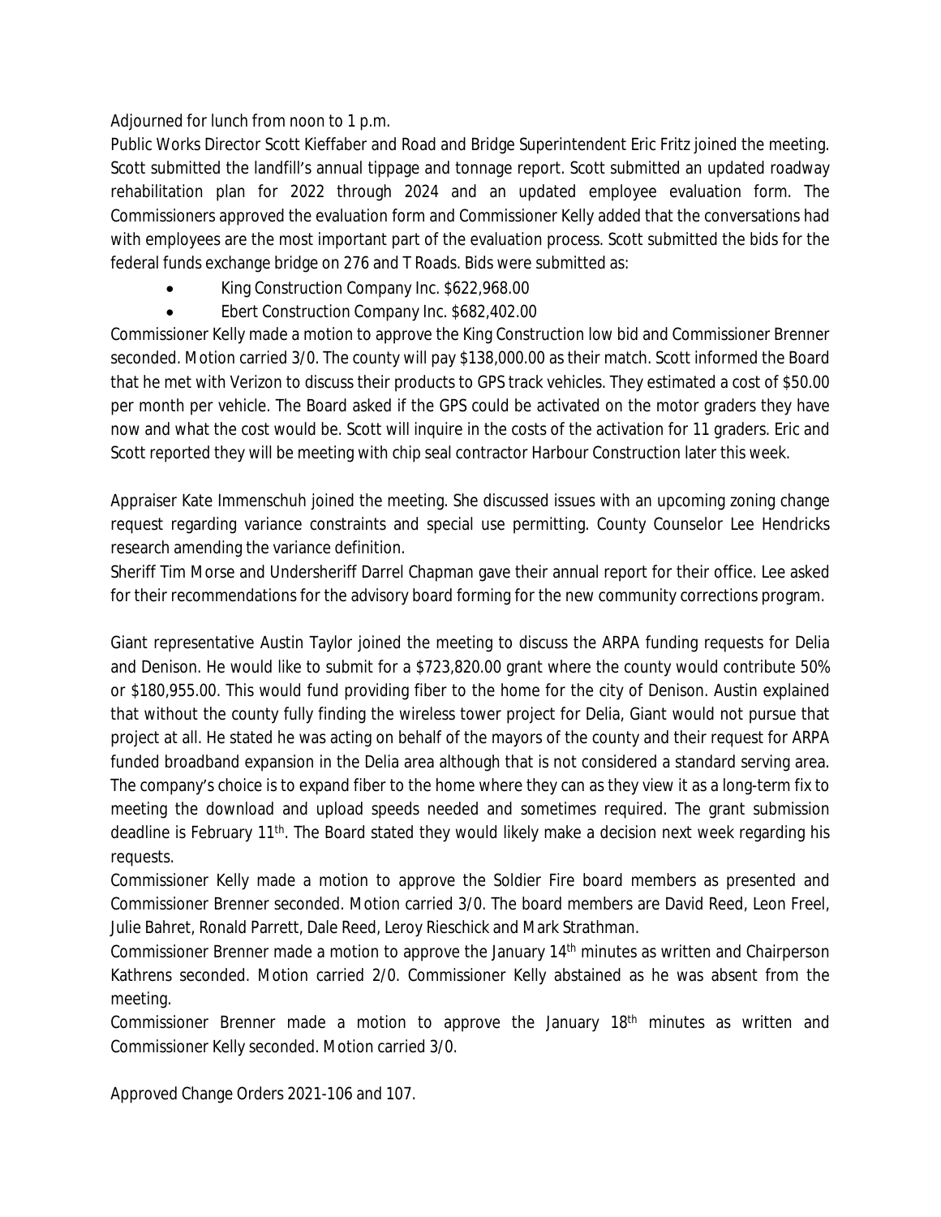Adjourned for lunch from noon to 1 p.m.

Public Works Director Scott Kieffaber and Road and Bridge Superintendent Eric Fritz joined the meeting. Scott submitted the landfill's annual tippage and tonnage report. Scott submitted an updated roadway rehabilitation plan for 2022 through 2024 and an updated employee evaluation form. The Commissioners approved the evaluation form and Commissioner Kelly added that the conversations had with employees are the most important part of the evaluation process. Scott submitted the bids for the federal funds exchange bridge on 276 and T Roads. Bids were submitted as:

- King Construction Company Inc. $622,968.00
- Ebert Construction Company Inc. $682,402.00

Commissioner Kelly made a motion to approve the King Construction low bid and Commissioner Brenner seconded. Motion carried 3/0. The county will pay $138,000.00 as their match. Scott informed the Board that he met with Verizon to discuss their products to GPS track vehicles. They estimated a cost of $50.00 per month per vehicle. The Board asked if the GPS could be activated on the motor graders they have now and what the cost would be. Scott will inquire in the costs of the activation for 11 graders. Eric and Scott reported they will be meeting with chip seal contractor Harbour Construction later this week.

Appraiser Kate Immenschuh joined the meeting. She discussed issues with an upcoming zoning change request regarding variance constraints and special use permitting. County Counselor Lee Hendricks research amending the variance definition.

Sheriff Tim Morse and Undersheriff Darrel Chapman gave their annual report for their office. Lee asked for their recommendations for the advisory board forming for the new community corrections program.

Giant representative Austin Taylor joined the meeting to discuss the ARPA funding requests for Delia and Denison. He would like to submit for a $723,820.00 grant where the county would contribute 50% or $180,955.00. This would fund providing fiber to the home for the city of Denison. Austin explained that without the county fully finding the wireless tower project for Delia, Giant would not pursue that project at all. He stated he was acting on behalf of the mayors of the county and their request for ARPA funded broadband expansion in the Delia area although that is not considered a standard serving area. The company's choice is to expand fiber to the home where they can as they view it as a long-term fix to meeting the download and upload speeds needed and sometimes required. The grant submission deadline is February 11th. The Board stated they would likely make a decision next week regarding his requests.

Commissioner Kelly made a motion to approve the Soldier Fire board members as presented and Commissioner Brenner seconded. Motion carried 3/0. The board members are David Reed, Leon Freel, Julie Bahret, Ronald Parrett, Dale Reed, Leroy Rieschick and Mark Strathman.

Commissioner Brenner made a motion to approve the January 14th minutes as written and Chairperson Kathrens seconded. Motion carried 2/0. Commissioner Kelly abstained as he was absent from the meeting.

Commissioner Brenner made a motion to approve the January 18th minutes as written and Commissioner Kelly seconded. Motion carried 3/0.

Approved Change Orders 2021-106 and 107.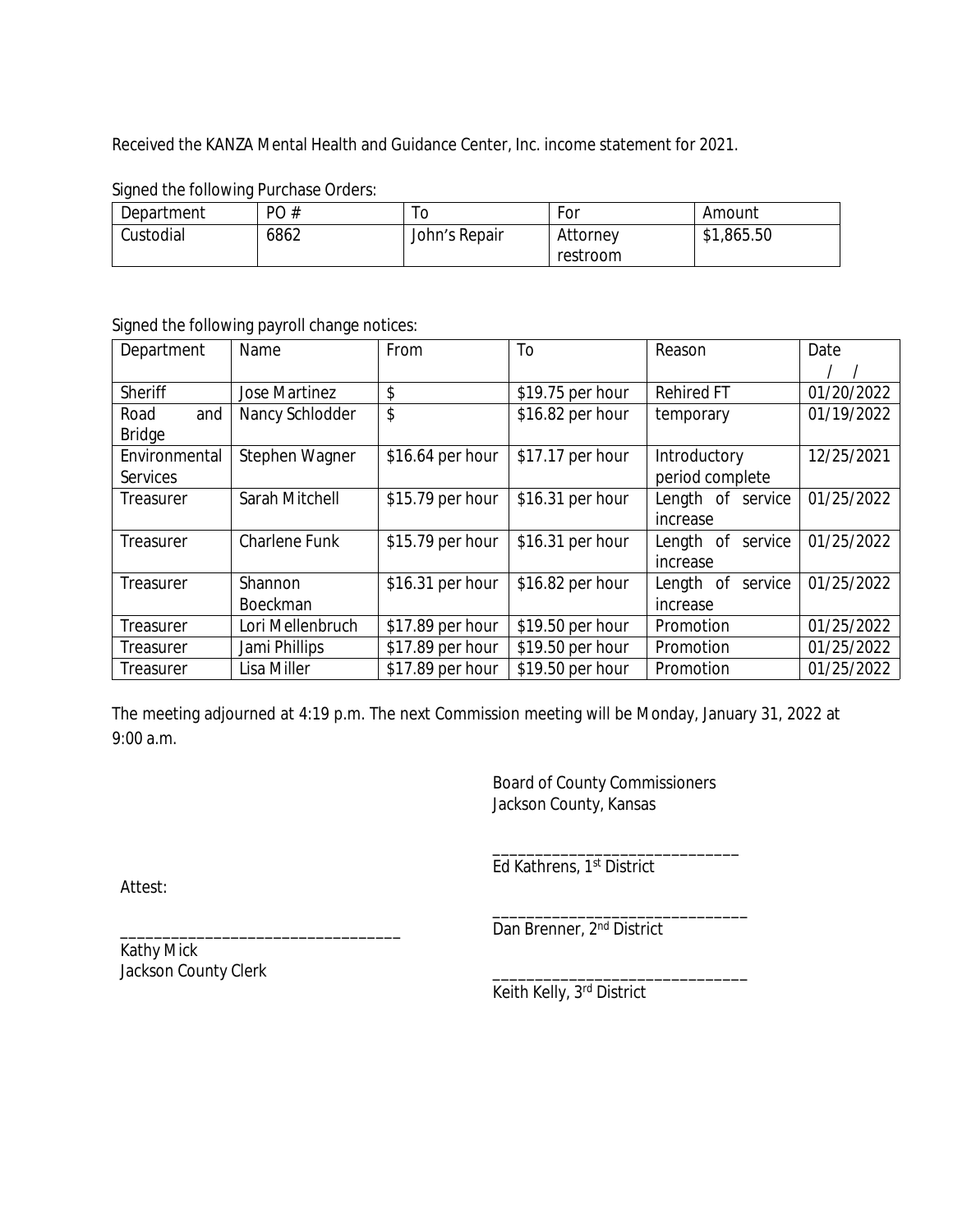Received the KANZA Mental Health and Guidance Center, Inc. income statement for 2021.

Signed the following Purchase Orders:

| Department | PO # | To | For | Amount |
| --- | --- | --- | --- | --- |
| Custodial | 6862 | John's Repair | Attorney restroom | $1,865.50 |

Signed the following payroll change notices:

| Department | Name | From | To | Reason | Date / / |
| --- | --- | --- | --- | --- | --- |
| Sheriff | Jose Martinez | $ | $19.75 per hour | Rehired FT | 01/20/2022 |
| Road and Bridge | Nancy Schlodder | $ | $16.82 per hour | temporary | 01/19/2022 |
| Environmental Services | Stephen Wagner | $16.64 per hour | $17.17 per hour | Introductory period complete | 12/25/2021 |
| Treasurer | Sarah Mitchell | $15.79 per hour | $16.31 per hour | Length of service increase | 01/25/2022 |
| Treasurer | Charlene Funk | $15.79 per hour | $16.31 per hour | Length of service increase | 01/25/2022 |
| Treasurer | Shannon Boeckman | $16.31 per hour | $16.82 per hour | Length of service increase | 01/25/2022 |
| Treasurer | Lori Mellenbruch | $17.89 per hour | $19.50 per hour | Promotion | 01/25/2022 |
| Treasurer | Jami Phillips | $17.89 per hour | $19.50 per hour | Promotion | 01/25/2022 |
| Treasurer | Lisa Miller | $17.89 per hour | $19.50 per hour | Promotion | 01/25/2022 |

The meeting adjourned at 4:19 p.m. The next Commission meeting will be Monday, January 31, 2022 at 9:00 a.m.

Board of County Commissioners
Jackson County, Kansas

_____________________________
Ed Kathrens, 1st District

Attest:

_____________________________
Dan Brenner, 2nd District

_________________________________
Kathy Mick
Jackson County Clerk

_____________________________
Keith Kelly, 3rd District